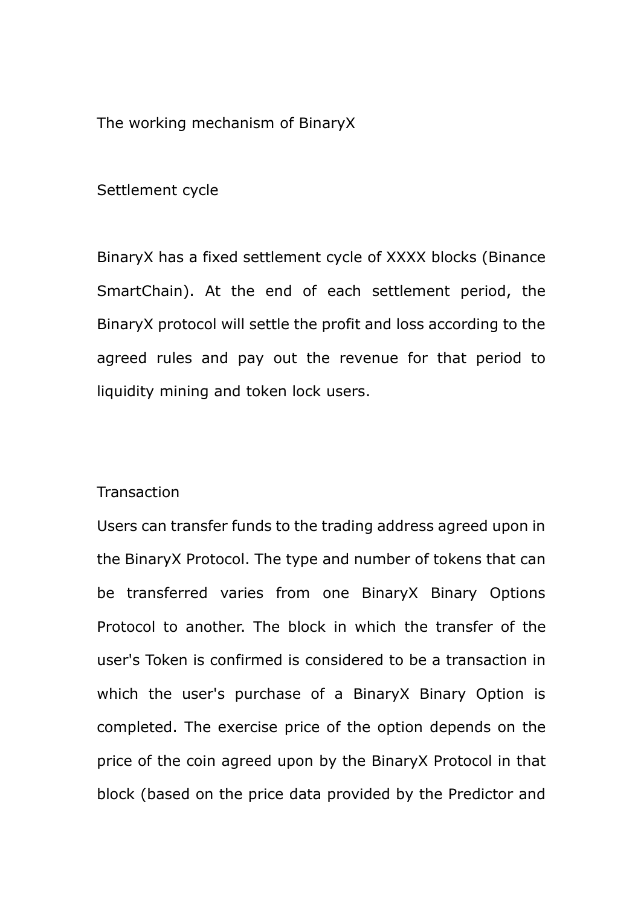# The working mechanism of BinaryX

## Settlement cycle

BinaryX has a fixed settlement cycle of XXXX blocks (Binance SmartChain). At the end of each settlement period, the BinaryX protocol will settle the profit and loss according to the agreed rules and pay out the revenue for that period to liquidity mining and token lock users.

## Transaction

Users can transfer funds to the trading address agreed upon in the BinaryX Protocol. The type and number of tokens that can be transferred varies from one BinaryX Binary Options Protocol to another. The block in which the transfer of the user's Token is confirmed is considered to be a transaction in which the user's purchase of a BinaryX Binary Option is completed. The exercise price of the option depends on the price of the coin agreed upon by the BinaryX Protocol in that block (based on the price data provided by the Predictor and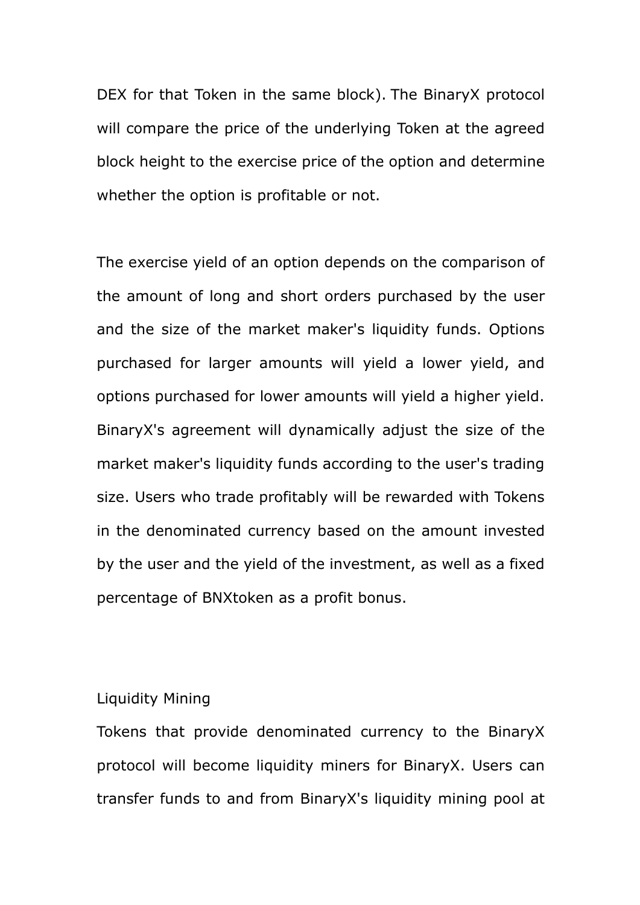DEX for that Token in the same block). The BinaryX protocol will compare the price of the underlying Token at the agreed block height to the exercise price of the option and determine whether the option is profitable or not.

The exercise yield of an option depends on the comparison of the amount of long and short orders purchased by the user and the size of the market maker's liquidity funds. Options purchased for larger amounts will yield a lower yield, and options purchased for lower amounts will yield a higher yield. BinaryX's agreement will dynamically adjust the size of the market maker's liquidity funds according to the user's trading size. Users who trade profitably will be rewarded with Tokens in the denominated currency based on the amount invested by the user and the yield of the investment, as well as a fixed percentage of BNXtoken as a profit bonus.

## Liquidity Mining

Tokens that provide denominated currency to the BinaryX protocol will become liquidity miners for BinaryX. Users can transfer funds to and from BinaryX's liquidity mining pool at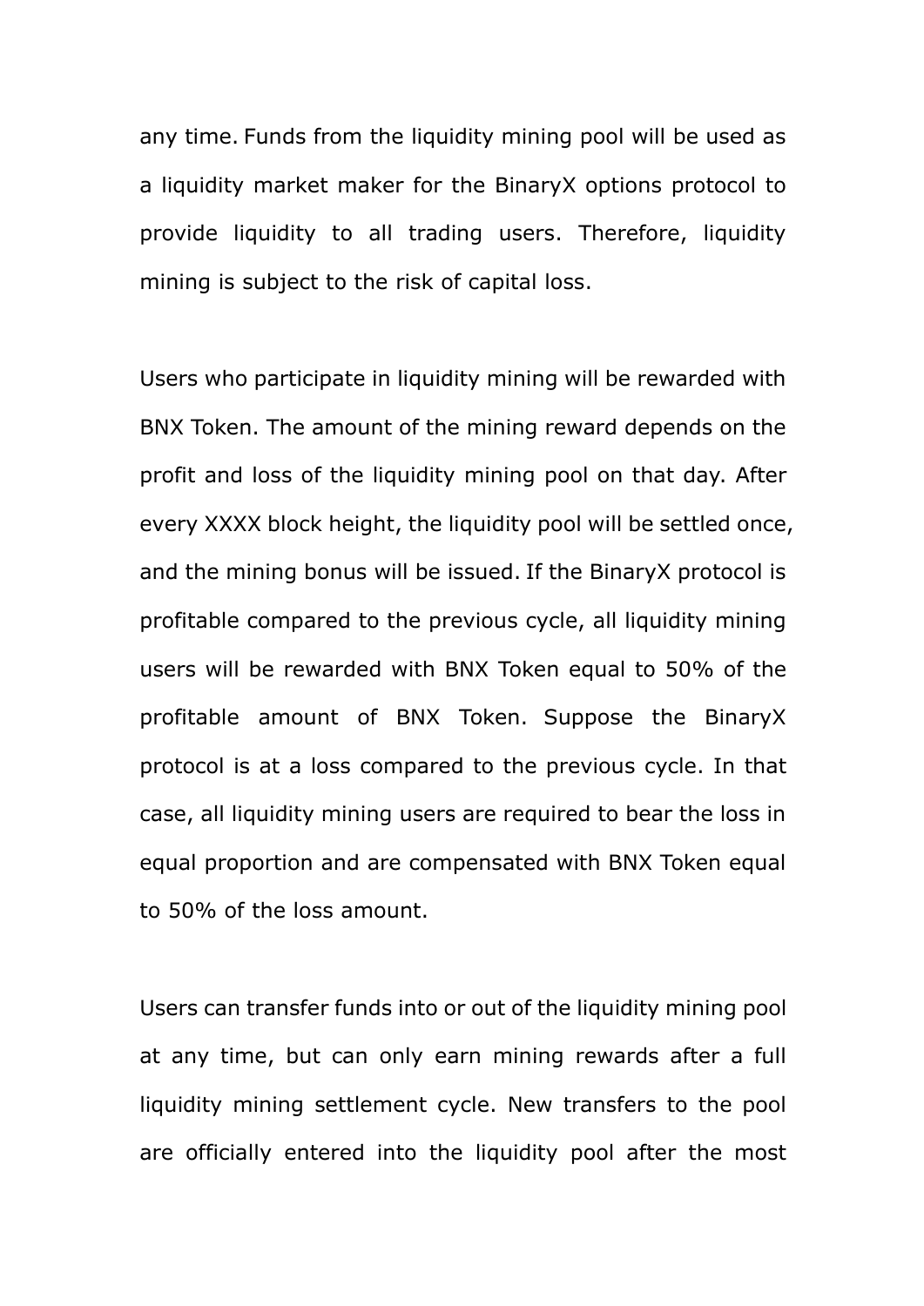any time. Funds from the liquidity mining pool will be used as a liquidity market maker for the BinaryX options protocol to provide liquidity to all trading users. Therefore, liquidity mining is subject to the risk of capital loss.

Users who participate in liquidity mining will be rewarded with BNX Token. The amount of the mining reward depends on the profit and loss of the liquidity mining pool on that day. After every XXXX block height, the liquidity pool will be settled once, and the mining bonus will be issued. If the BinaryX protocol is profitable compared to the previous cycle, all liquidity mining users will be rewarded with BNX Token equal to 50% of the profitable amount of BNX Token. Suppose the BinaryX protocol is at a loss compared to the previous cycle. In that case, all liquidity mining users are required to bear the loss in equal proportion and are compensated with BNX Token equal to 50% of the loss amount.

Users can transfer funds into or out of the liquidity mining pool at any time, but can only earn mining rewards after a full liquidity mining settlement cycle. New transfers to the pool are officially entered into the liquidity pool after the most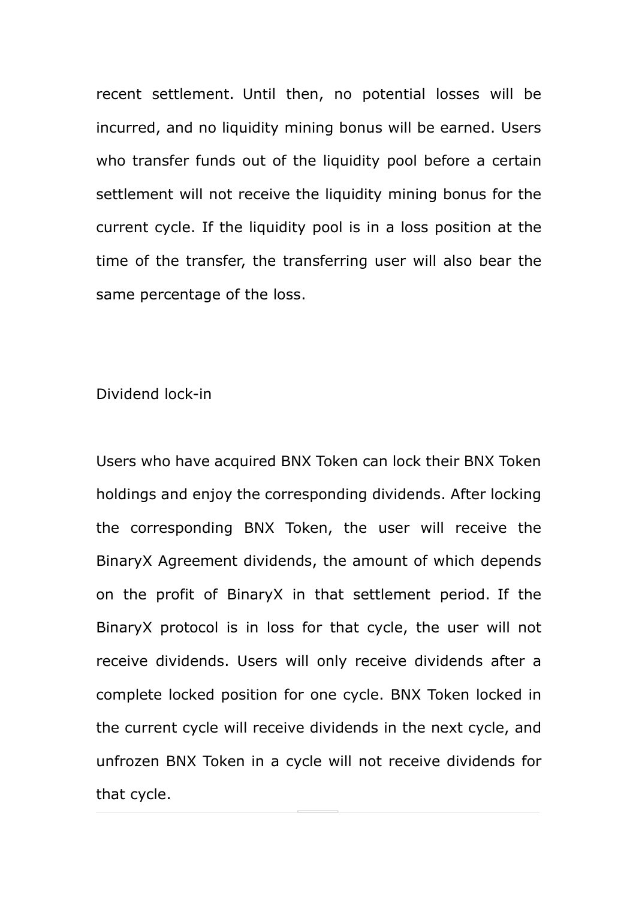recent settlement. Until then, no potential losses will be incurred, and no liquidity mining bonus will be earned. Users who transfer funds out of the liquidity pool before a certain settlement will not receive the liquidity mining bonus for the current cycle. If the liquidity pool is in a loss position at the time of the transfer, the transferring user will also bear the same percentage of the loss.

## Dividend lock-in

Users who have acquired BNX Token can lock their BNX Token holdings and enjoy the corresponding dividends. After locking the corresponding BNX Token, the user will receive the BinaryX Agreement dividends, the amount of which depends on the profit of BinaryX in that settlement period. If the BinaryX protocol is in loss for that cycle, the user will not receive dividends. Users will only receive dividends after a complete locked position for one cycle. BNX Token locked in the current cycle will receive dividends in the next cycle, and unfrozen BNX Token in a cycle will not receive dividends for that cycle.